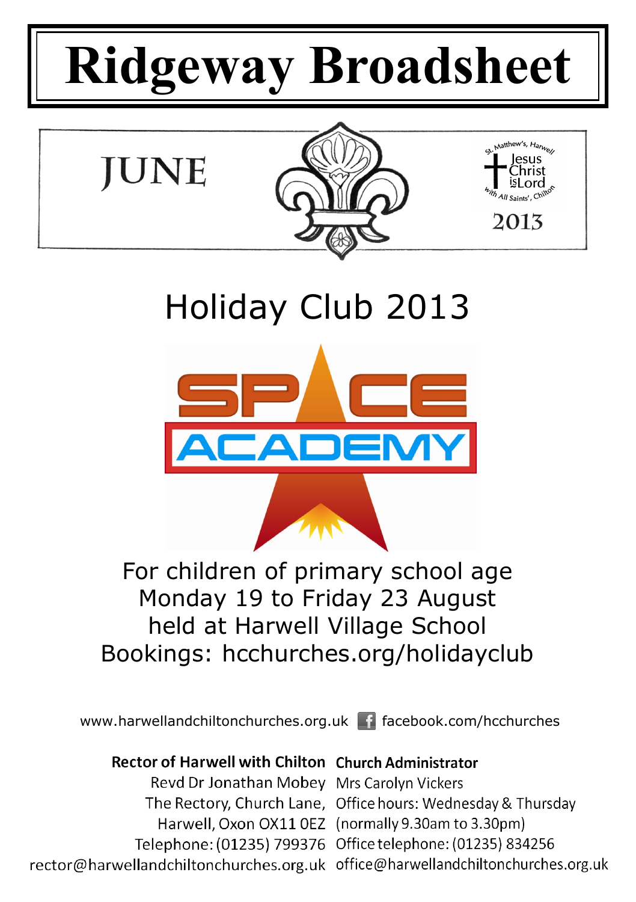# Ridgeway Broadsheet

JUNE

St. Matthew's, Harwell — Jesus Christ is Lord — with All Saints', Chilton

2013

## Holiday Club 2013

SPACE ACADEMY

For children of primary school age
Monday 19 to Friday 23 August
held at Harwell Village School
Bookings: hcchurches.org/holidayclub

www.harwellandchiltonchurches.org.uk facebook.com/hcchurches

**Rector of Harwell with Chilton**
Revd Dr Jonathan Mobey
The Rectory, Church Lane,
Harwell, Oxon OX11 0EZ
Telephone: (01235) 799376
rector@harwellandchiltonchurches.org.uk

**Church Administrator**
Mrs Carolyn Vickers
Office hours: Wednesday & Thursday
(normally 9.30am to 3.30pm)
Office telephone: (01235) 834256
office@harwellandchiltonchurches.org.uk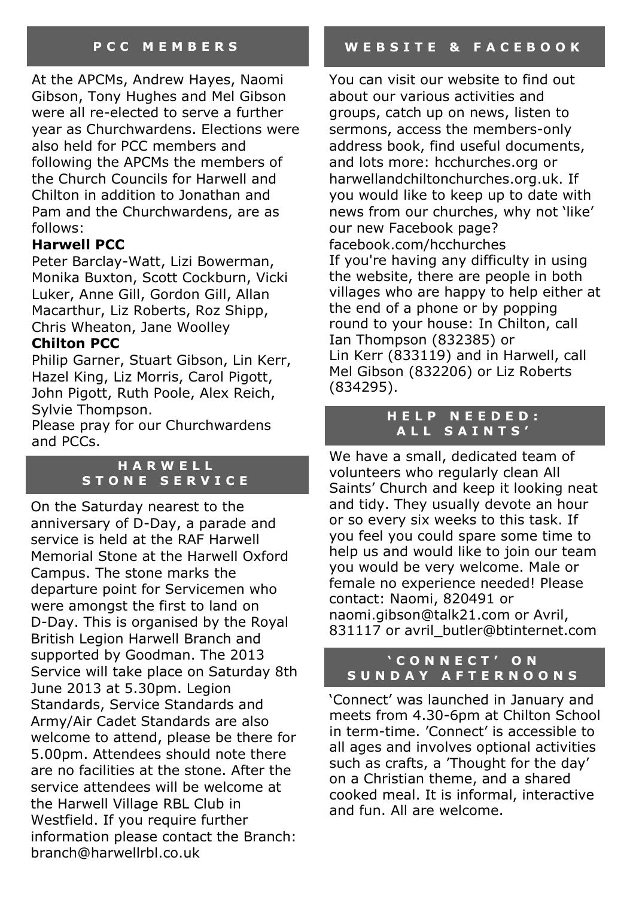## PCC MEMBERS

At the APCMs, Andrew Hayes, Naomi Gibson, Tony Hughes and Mel Gibson were all re-elected to serve a further year as Churchwardens. Elections were also held for PCC members and following the APCMs the members of the Church Councils for Harwell and Chilton in addition to Jonathan and Pam and the Churchwardens, are as follows:

**Harwell PCC**

Peter Barclay-Watt, Lizi Bowerman, Monika Buxton, Scott Cockburn, Vicki Luker, Anne Gill, Gordon Gill, Allan Macarthur, Liz Roberts, Roz Shipp, Chris Wheaton, Jane Woolley

**Chilton PCC**

Philip Garner, Stuart Gibson, Lin Kerr, Hazel King, Liz Morris, Carol Pigott, John Pigott, Ruth Poole, Alex Reich, Sylvie Thompson.

Please pray for our Churchwardens and PCCs.

## HARWELL STONE SERVICE

On the Saturday nearest to the anniversary of D-Day, a parade and service is held at the RAF Harwell Memorial Stone at the Harwell Oxford Campus. The stone marks the departure point for Servicemen who were amongst the first to land on D-Day. This is organised by the Royal British Legion Harwell Branch and supported by Goodman. The 2013 Service will take place on Saturday 8th June 2013 at 5.30pm. Legion Standards, Service Standards and Army/Air Cadet Standards are also welcome to attend, please be there for 5.00pm. Attendees should note there are no facilities at the stone. After the service attendees will be welcome at the Harwell Village RBL Club in Westfield. If you require further information please contact the Branch: branch@harwellrbl.co.uk

## WEBSITE & FACEBOOK

You can visit our website to find out about our various activities and groups, catch up on news, listen to sermons, access the members-only address book, find useful documents, and lots more: hcchurches.org or harwellandchiltonchurches.org.uk. If you would like to keep up to date with news from our churches, why not 'like' our new Facebook page? facebook.com/hcchurches

If you're having any difficulty in using the website, there are people in both villages who are happy to help either at the end of a phone or by popping round to your house: In Chilton, call Ian Thompson (832385) or Lin Kerr (833119) and in Harwell, call Mel Gibson (832206) or Liz Roberts (834295).

## HELP NEEDED: ALL SAINTS'

We have a small, dedicated team of volunteers who regularly clean All Saints' Church and keep it looking neat and tidy. They usually devote an hour or so every six weeks to this task. If you feel you could spare some time to help us and would like to join our team you would be very welcome. Male or female no experience needed! Please contact: Naomi, 820491 or naomi.gibson@talk21.com or Avril, 831117 or avril_butler@btinternet.com

## 'CONNECT' ON SUNDAY AFTERNOONS

'Connect' was launched in January and meets from 4.30-6pm at Chilton School in term-time. 'Connect' is accessible to all ages and involves optional activities such as crafts, a 'Thought for the day' on a Christian theme, and a shared cooked meal. It is informal, interactive and fun. All are welcome.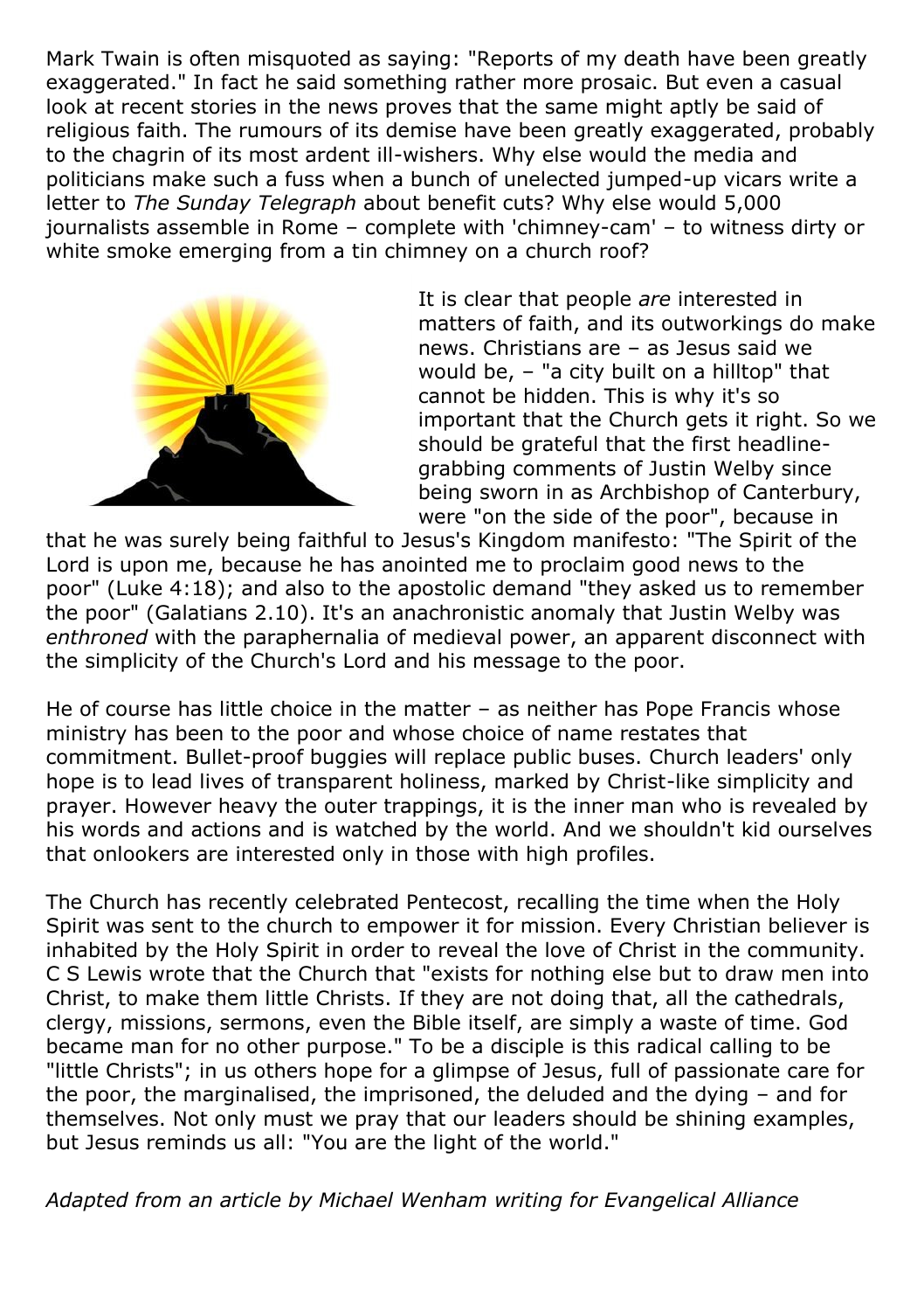Mark Twain is often misquoted as saying: "Reports of my death have been greatly exaggerated." In fact he said something rather more prosaic. But even a casual look at recent stories in the news proves that the same might aptly be said of religious faith. The rumours of its demise have been greatly exaggerated, probably to the chagrin of its most ardent ill-wishers. Why else would the media and politicians make such a fuss when a bunch of unelected jumped-up vicars write a letter to *The Sunday Telegraph* about benefit cuts? Why else would 5,000 journalists assemble in Rome – complete with 'chimney-cam' – to witness dirty or white smoke emerging from a tin chimney on a church roof?

It is clear that people *are* interested in matters of faith, and its outworkings do make news. Christians are – as Jesus said we would be, – "a city built on a hilltop" that cannot be hidden. This is why it's so important that the Church gets it right. So we should be grateful that the first headline-grabbing comments of Justin Welby since being sworn in as Archbishop of Canterbury, were "on the side of the poor", because in that he was surely being faithful to Jesus's Kingdom manifesto: "The Spirit of the Lord is upon me, because he has anointed me to proclaim good news to the poor" (Luke 4:18); and also to the apostolic demand "they asked us to remember the poor" (Galatians 2.10). It's an anachronistic anomaly that Justin Welby was *enthroned* with the paraphernalia of medieval power, an apparent disconnect with the simplicity of the Church's Lord and his message to the poor.

He of course has little choice in the matter – as neither has Pope Francis whose ministry has been to the poor and whose choice of name restates that commitment. Bullet-proof buggies will replace public buses. Church leaders' only hope is to lead lives of transparent holiness, marked by Christ-like simplicity and prayer. However heavy the outer trappings, it is the inner man who is revealed by his words and actions and is watched by the world. And we shouldn't kid ourselves that onlookers are interested only in those with high profiles.

The Church has recently celebrated Pentecost, recalling the time when the Holy Spirit was sent to the church to empower it for mission. Every Christian believer is inhabited by the Holy Spirit in order to reveal the love of Christ in the community. C S Lewis wrote that the Church that "exists for nothing else but to draw men into Christ, to make them little Christs. If they are not doing that, all the cathedrals, clergy, missions, sermons, even the Bible itself, are simply a waste of time. God became man for no other purpose." To be a disciple is this radical calling to be "little Christs"; in us others hope for a glimpse of Jesus, full of passionate care for the poor, the marginalised, the imprisoned, the deluded and the dying – and for themselves. Not only must we pray that our leaders should be shining examples, but Jesus reminds us all: "You are the light of the world."

*Adapted from an article by Michael Wenham writing for Evangelical Alliance*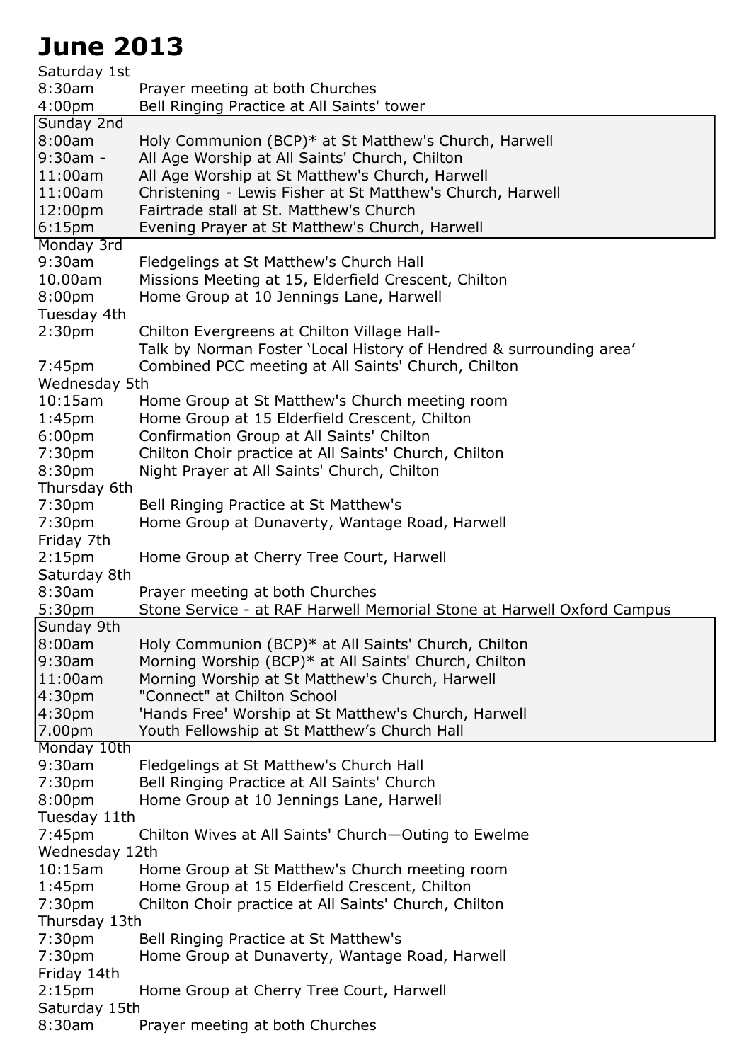# June 2013

Saturday 1st

8:30am Prayer meeting at both Churches
4:00pm Bell Ringing Practice at All Saints' tower

**Sunday 2nd**

8:00am Holy Communion (BCP)* at St Matthew's Church, Harwell
9:30am - All Age Worship at All Saints' Church, Chilton
11:00am All Age Worship at St Matthew's Church, Harwell
11:00am Christening - Lewis Fisher at St Matthew's Church, Harwell
12:00pm Fairtrade stall at St. Matthew's Church
6:15pm Evening Prayer at St Matthew's Church, Harwell

Monday 3rd

9:30am Fledgelings at St Matthew's Church Hall
10.00am Missions Meeting at 15, Elderfield Crescent, Chilton
8:00pm Home Group at 10 Jennings Lane, Harwell

Tuesday 4th

2:30pm Chilton Evergreens at Chilton Village Hall-
Talk by Norman Foster 'Local History of Hendred & surrounding area'
7:45pm Combined PCC meeting at All Saints' Church, Chilton

Wednesday 5th

10:15am Home Group at St Matthew's Church meeting room
1:45pm Home Group at 15 Elderfield Crescent, Chilton
6:00pm Confirmation Group at All Saints' Chilton
7:30pm Chilton Choir practice at All Saints' Church, Chilton
8:30pm Night Prayer at All Saints' Church, Chilton

Thursday 6th

7:30pm Bell Ringing Practice at St Matthew's
7:30pm Home Group at Dunaverty, Wantage Road, Harwell

Friday 7th

2:15pm Home Group at Cherry Tree Court, Harwell

Saturday 8th

8:30am Prayer meeting at both Churches
5:30pm Stone Service - at RAF Harwell Memorial Stone at Harwell Oxford Campus

**Sunday 9th**

8:00am Holy Communion (BCP)* at All Saints' Church, Chilton
9:30am Morning Worship (BCP)* at All Saints' Church, Chilton
11:00am Morning Worship at St Matthew's Church, Harwell
4:30pm "Connect" at Chilton School
4:30pm 'Hands Free' Worship at St Matthew's Church, Harwell
7.00pm Youth Fellowship at St Matthew's Church Hall

Monday 10th

9:30am Fledgelings at St Matthew's Church Hall
7:30pm Bell Ringing Practice at All Saints' Church
8:00pm Home Group at 10 Jennings Lane, Harwell

Tuesday 11th

7:45pm Chilton Wives at All Saints' Church—Outing to Ewelme

Wednesday 12th

10:15am Home Group at St Matthew's Church meeting room
1:45pm Home Group at 15 Elderfield Crescent, Chilton
7:30pm Chilton Choir practice at All Saints' Church, Chilton

Thursday 13th

7:30pm Bell Ringing Practice at St Matthew's
7:30pm Home Group at Dunaverty, Wantage Road, Harwell

Friday 14th

2:15pm Home Group at Cherry Tree Court, Harwell

Saturday 15th

8:30am Prayer meeting at both Churches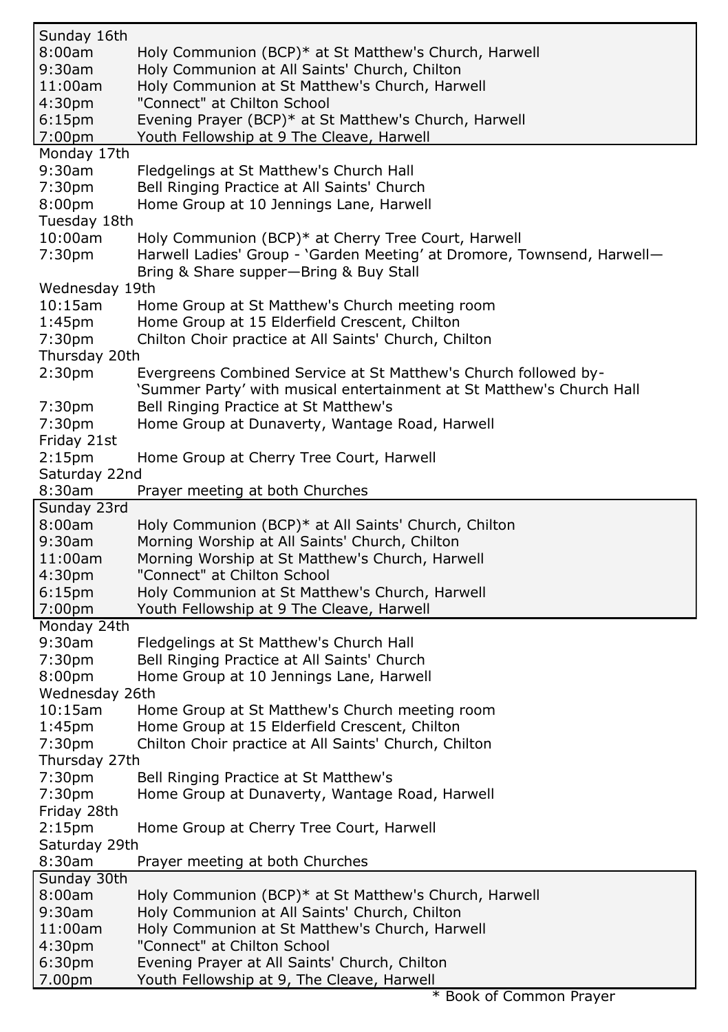| | |
|---|---|
| **Sunday 16th** | |
| 8:00am | Holy Communion (BCP)* at St Matthew's Church, Harwell |
| 9:30am | Holy Communion at All Saints' Church, Chilton |
| 11:00am | Holy Communion at St Matthew's Church, Harwell |
| 4:30pm | "Connect" at Chilton School |
| 6:15pm | Evening Prayer (BCP)* at St Matthew's Church, Harwell |
| 7:00pm | Youth Fellowship at 9 The Cleave, Harwell |
| **Monday 17th** | |
| 9:30am | Fledgelings at St Matthew's Church Hall |
| 7:30pm | Bell Ringing Practice at All Saints' Church |
| 8:00pm | Home Group at 10 Jennings Lane, Harwell |
| **Tuesday 18th** | |
| 10:00am | Holy Communion (BCP)* at Cherry Tree Court, Harwell |
| 7:30pm | Harwell Ladies' Group - 'Garden Meeting' at Dromore, Townsend, Harwell—Bring & Share supper—Bring & Buy Stall |
| **Wednesday 19th** | |
| 10:15am | Home Group at St Matthew's Church meeting room |
| 1:45pm | Home Group at 15 Elderfield Crescent, Chilton |
| 7:30pm | Chilton Choir practice at All Saints' Church, Chilton |
| **Thursday 20th** | |
| 2:30pm | Evergreens Combined Service at St Matthew's Church followed by- 'Summer Party' with musical entertainment at St Matthew's Church Hall |
| 7:30pm | Bell Ringing Practice at St Matthew's |
| 7:30pm | Home Group at Dunaverty, Wantage Road, Harwell |
| **Friday 21st** | |
| 2:15pm | Home Group at Cherry Tree Court, Harwell |
| **Saturday 22nd** | |
| 8:30am | Prayer meeting at both Churches |
| **Sunday 23rd** | |
| 8:00am | Holy Communion (BCP)* at All Saints' Church, Chilton |
| 9:30am | Morning Worship at All Saints' Church, Chilton |
| 11:00am | Morning Worship at St Matthew's Church, Harwell |
| 4:30pm | "Connect" at Chilton School |
| 6:15pm | Holy Communion at St Matthew's Church, Harwell |
| 7:00pm | Youth Fellowship at 9 The Cleave, Harwell |
| **Monday 24th** | |
| 9:30am | Fledgelings at St Matthew's Church Hall |
| 7:30pm | Bell Ringing Practice at All Saints' Church |
| 8:00pm | Home Group at 10 Jennings Lane, Harwell |
| **Wednesday 26th** | |
| 10:15am | Home Group at St Matthew's Church meeting room |
| 1:45pm | Home Group at 15 Elderfield Crescent, Chilton |
| 7:30pm | Chilton Choir practice at All Saints' Church, Chilton |
| **Thursday 27th** | |
| 7:30pm | Bell Ringing Practice at St Matthew's |
| 7:30pm | Home Group at Dunaverty, Wantage Road, Harwell |
| **Friday 28th** | |
| 2:15pm | Home Group at Cherry Tree Court, Harwell |
| **Saturday 29th** | |
| 8:30am | Prayer meeting at both Churches |
| **Sunday 30th** | |
| 8:00am | Holy Communion (BCP)* at St Matthew's Church, Harwell |
| 9:30am | Holy Communion at All Saints' Church, Chilton |
| 11:00am | Holy Communion at St Matthew's Church, Harwell |
| 4:30pm | "Connect" at Chilton School |
| 6:30pm | Evening Prayer at All Saints' Church, Chilton |
| 7.00pm | Youth Fellowship at 9, The Cleave, Harwell |

* Book of Common Prayer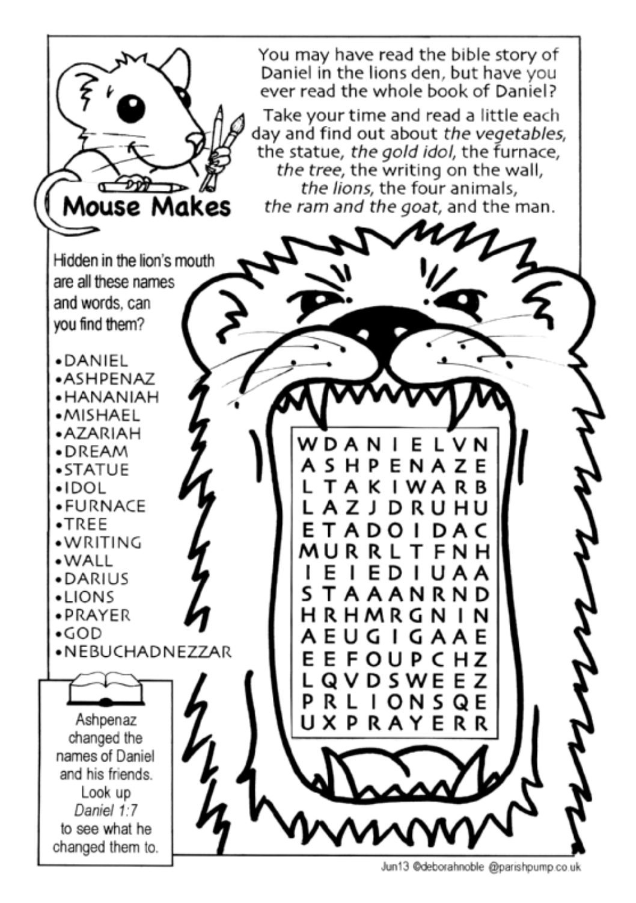# Mouse Makes

You may have read the bible story of Daniel in the lions den, but have you ever read the whole book of Daniel?

Take your time and read a little each day and find out about *the vegetables*, the statue, *the gold idol*, the furnace, *the tree*, the writing on the wall, *the lions*, the four animals, *the ram and the goat*, and the man.

Hidden in the lion's mouth are all these names and words, can you find them?

- DANIEL
- ASHPENAZ
- HANANIAH
- MISHAEL
- AZARIAH
- DREAM
- STATUE
- IDOL
- FURNACE
- TREE
- WRITING
- WALL
- DARIUS
- LIONS
- PRAYER
- GOD
- NEBUCHADNEZZAR

```
W D A N I E L V N
A S H P E N A Z E
L T A K I W A R B
L A Z J D R U H U
E T A D O I D A C
M U R R L T F N H
I E I E D I U A A
S T A A A N R N D
H R H M R G N I N
A E U G I G A A E
E E F O U P C H Z
L Q V D S W E E Z
P R L I O N S Q E
U X P R A Y E R R
```

Ashpenaz changed the names of Daniel and his friends. Look up *Daniel 1:7* to see what he changed them to.

Jun13 ©deborahnoble @parishpump.co.uk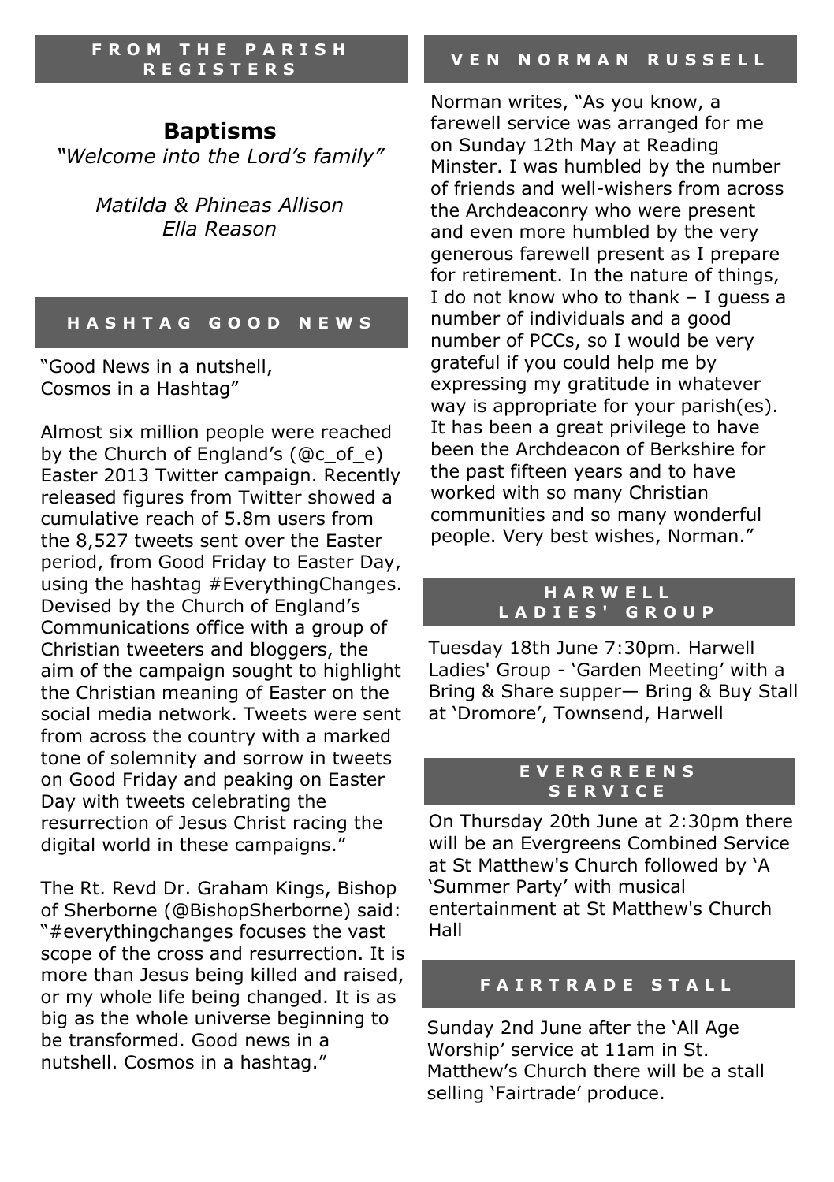## FROM THE PARISH REGISTERS

### Baptisms

*"Welcome into the Lord's family"*

*Matilda & Phineas Allison*
*Ella Reason*

## HASHTAG GOOD NEWS

"Good News in a nutshell,
Cosmos in a Hashtag"

Almost six million people were reached by the Church of England's (@c_of_e) Easter 2013 Twitter campaign. Recently released figures from Twitter showed a cumulative reach of 5.8m users from the 8,527 tweets sent over the Easter period, from Good Friday to Easter Day, using the hashtag #EverythingChanges. Devised by the Church of England's Communications office with a group of Christian tweeters and bloggers, the aim of the campaign sought to highlight the Christian meaning of Easter on the social media network. Tweets were sent from across the country with a marked tone of solemnity and sorrow in tweets on Good Friday and peaking on Easter Day with tweets celebrating the resurrection of Jesus Christ racing the digital world in these campaigns."

The Rt. Revd Dr. Graham Kings, Bishop of Sherborne (@BishopSherborne) said: "#everythingchanges focuses the vast scope of the cross and resurrection. It is more than Jesus being killed and raised, or my whole life being changed. It is as big as the whole universe beginning to be transformed. Good news in a nutshell. Cosmos in a hashtag."

## VEN NORMAN RUSSELL

Norman writes, "As you know, a farewell service was arranged for me on Sunday 12th May at Reading Minster. I was humbled by the number of friends and well-wishers from across the Archdeaconry who were present and even more humbled by the very generous farewell present as I prepare for retirement. In the nature of things, I do not know who to thank – I guess a number of individuals and a good number of PCCs, so I would be very grateful if you could help me by expressing my gratitude in whatever way is appropriate for your parish(es). It has been a great privilege to have been the Archdeacon of Berkshire for the past fifteen years and to have worked with so many Christian communities and so many wonderful people. Very best wishes, Norman."

## HARWELL LADIES' GROUP

Tuesday 18th June 7:30pm. Harwell Ladies' Group - 'Garden Meeting' with a Bring & Share supper— Bring & Buy Stall at 'Dromore', Townsend, Harwell

## EVERGREENS SERVICE

On Thursday 20th June at 2:30pm there will be an Evergreens Combined Service at St Matthew's Church followed by 'A 'Summer Party' with musical entertainment at St Matthew's Church Hall

## FAIRTRADE STALL

Sunday 2nd June after the 'All Age Worship' service at 11am in St. Matthew's Church there will be a stall selling 'Fairtrade' produce.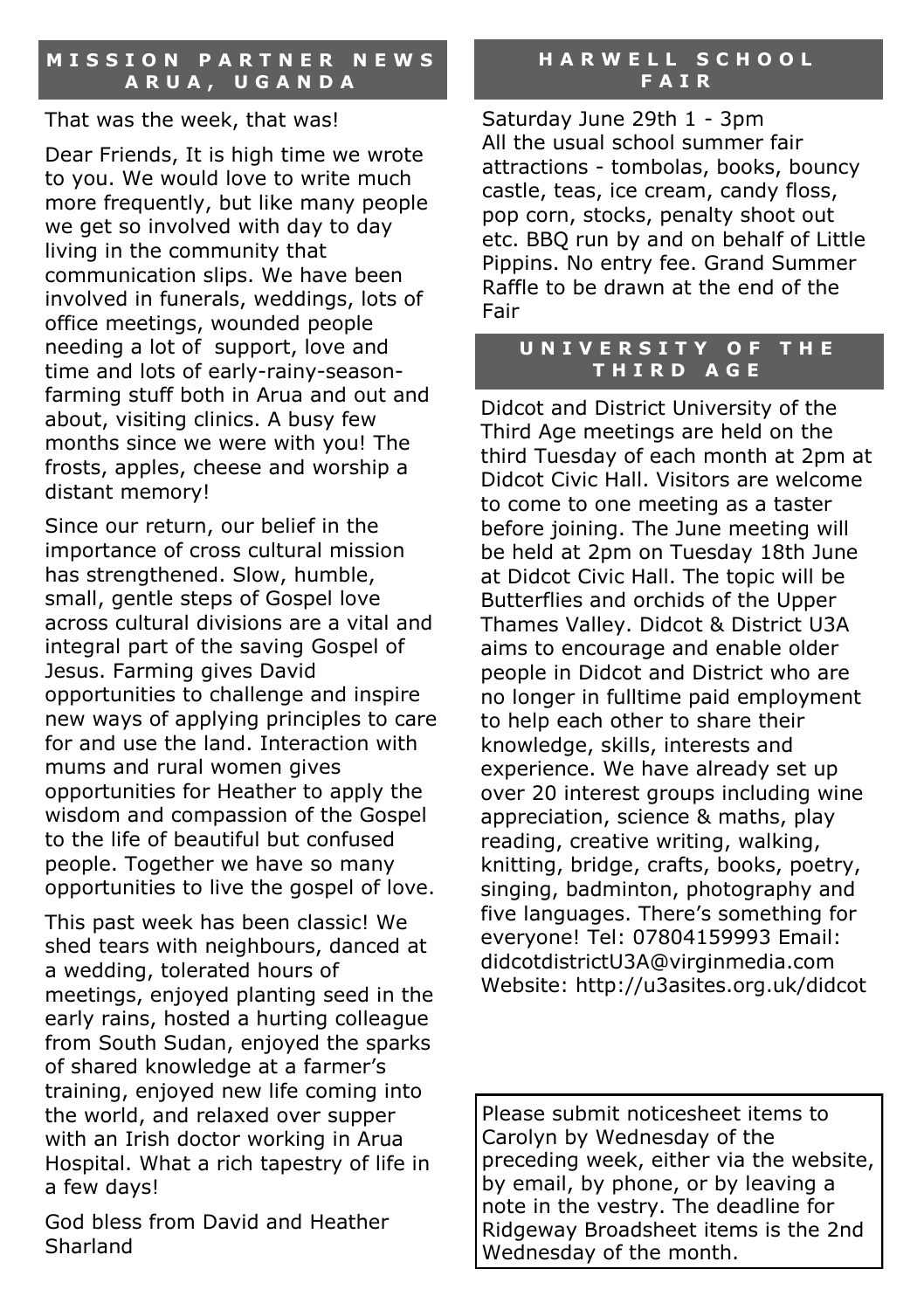## MISSION PARTNER NEWS ARUA, UGANDA

That was the week, that was!

Dear Friends, It is high time we wrote to you. We would love to write much more frequently, but like many people we get so involved with day to day living in the community that communication slips. We have been involved in funerals, weddings, lots of office meetings, wounded people needing a lot of support, love and time and lots of early-rainy-season-farming stuff both in Arua and out and about, visiting clinics. A busy few months since we were with you! The frosts, apples, cheese and worship a distant memory!

Since our return, our belief in the importance of cross cultural mission has strengthened. Slow, humble, small, gentle steps of Gospel love across cultural divisions are a vital and integral part of the saving Gospel of Jesus. Farming gives David opportunities to challenge and inspire new ways of applying principles to care for and use the land. Interaction with mums and rural women gives opportunities for Heather to apply the wisdom and compassion of the Gospel to the life of beautiful but confused people. Together we have so many opportunities to live the gospel of love.

This past week has been classic! We shed tears with neighbours, danced at a wedding, tolerated hours of meetings, enjoyed planting seed in the early rains, hosted a hurting colleague from South Sudan, enjoyed the sparks of shared knowledge at a farmer's training, enjoyed new life coming into the world, and relaxed over supper with an Irish doctor working in Arua Hospital. What a rich tapestry of life in a few days!

God bless from David and Heather Sharland

## HARWELL SCHOOL FAIR

Saturday June 29th 1 - 3pm
All the usual school summer fair attractions - tombolas, books, bouncy castle, teas, ice cream, candy floss, pop corn, stocks, penalty shoot out etc. BBQ run by and on behalf of Little Pippins. No entry fee. Grand Summer Raffle to be drawn at the end of the Fair

## UNIVERSITY OF THE THIRD AGE

Didcot and District University of the Third Age meetings are held on the third Tuesday of each month at 2pm at Didcot Civic Hall. Visitors are welcome to come to one meeting as a taster before joining. The June meeting will be held at 2pm on Tuesday 18th June at Didcot Civic Hall. The topic will be Butterflies and orchids of the Upper Thames Valley. Didcot & District U3A aims to encourage and enable older people in Didcot and District who are no longer in fulltime paid employment to help each other to share their knowledge, skills, interests and experience. We have already set up over 20 interest groups including wine appreciation, science & maths, play reading, creative writing, walking, knitting, bridge, crafts, books, poetry, singing, badminton, photography and five languages. There's something for everyone! Tel: 07804159993 Email: didcotdistrictU3A@virginmedia.com Website: http://u3asites.org.uk/didcot

Please submit noticesheet items to Carolyn by Wednesday of the preceding week, either via the website, by email, by phone, or by leaving a note in the vestry. The deadline for Ridgeway Broadsheet items is the 2nd Wednesday of the month.